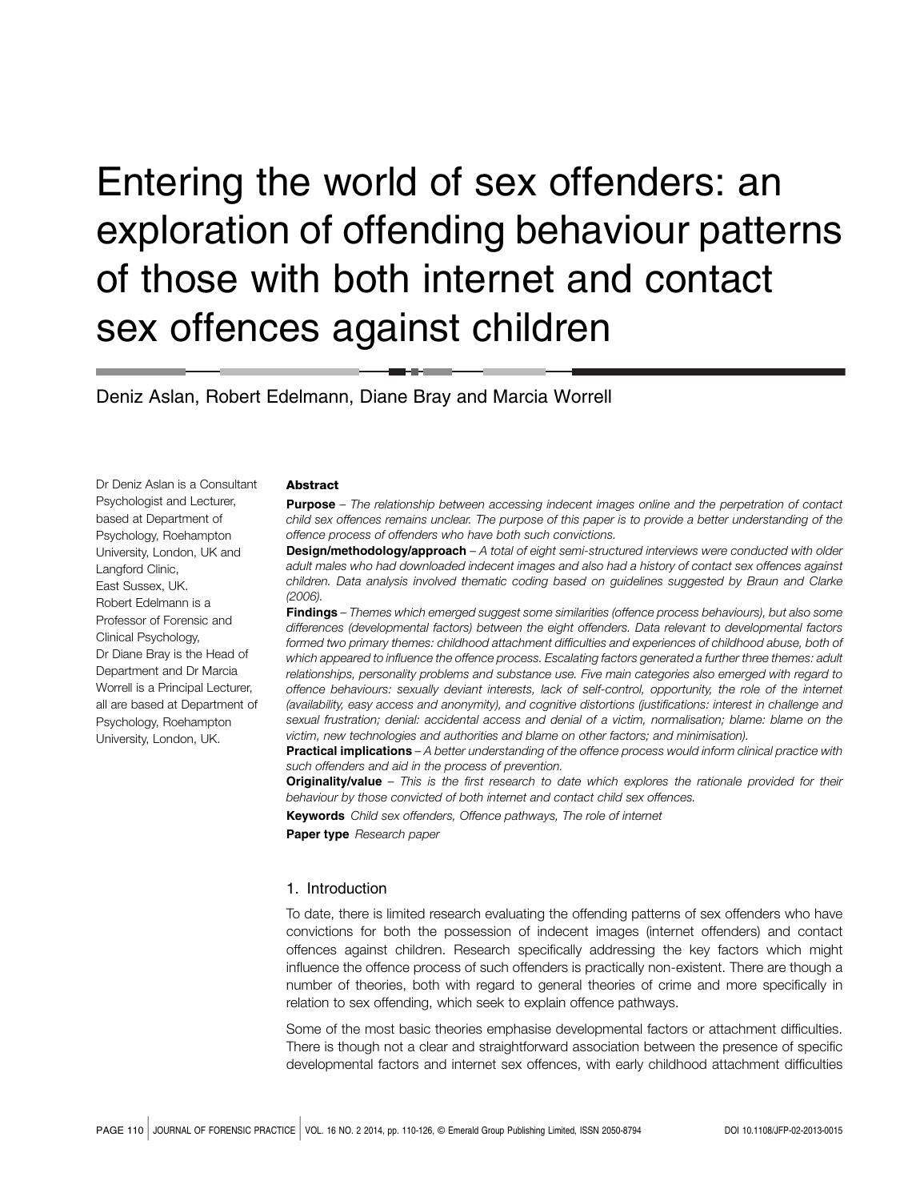# Entering the world of sex offenders: an exploration of offending behaviour patterns of those with both internet and contact sex offences against children

Deniz Aslan, Robert Edelmann, Diane Bray and Marcia Worrell

Dr Deniz Aslan is a Consultant Psychologist and Lecturer, based at Department of Psychology, Roehampton University, London, UK and Langford Clinic, East Sussex, UK. Robert Edelmann is a Professor of Forensic and Clinical Psychology, Dr Diane Bray is the Head of Department and Dr Marcia Worrell is a Principal Lecturer, all are based at Department of Psychology, Roehampton University, London, UK.

**Abstract**

**Purpose** – *The relationship between accessing indecent images online and the perpetration of contact child sex offences remains unclear. The purpose of this paper is to provide a better understanding of the offence process of offenders who have both such convictions.*

**Design/methodology/approach** – *A total of eight semi-structured interviews were conducted with older adult males who had downloaded indecent images and also had a history of contact sex offences against children. Data analysis involved thematic coding based on guidelines suggested by Braun and Clarke (2006).*

**Findings** – *Themes which emerged suggest some similarities (offence process behaviours), but also some differences (developmental factors) between the eight offenders. Data relevant to developmental factors formed two primary themes: childhood attachment difficulties and experiences of childhood abuse, both of which appeared to influence the offence process. Escalating factors generated a further three themes: adult relationships, personality problems and substance use. Five main categories also emerged with regard to offence behaviours: sexually deviant interests, lack of self-control, opportunity, the role of the internet (availability, easy access and anonymity), and cognitive distortions (justifications: interest in challenge and sexual frustration; denial: accidental access and denial of a victim, normalisation; blame: blame on the victim, new technologies and authorities and blame on other factors; and minimisation).*

**Practical implications** – *A better understanding of the offence process would inform clinical practice with such offenders and aid in the process of prevention.*

**Originality/value** – *This is the first research to date which explores the rationale provided for their behaviour by those convicted of both internet and contact child sex offences.*

**Keywords** *Child sex offenders, Offence pathways, The role of internet*

**Paper type** *Research paper*

## 1. Introduction

To date, there is limited research evaluating the offending patterns of sex offenders who have convictions for both the possession of indecent images (internet offenders) and contact offences against children. Research specifically addressing the key factors which might influence the offence process of such offenders is practically non-existent. There are though a number of theories, both with regard to general theories of crime and more specifically in relation to sex offending, which seek to explain offence pathways.

Some of the most basic theories emphasise developmental factors or attachment difficulties. There is though not a clear and straightforward association between the presence of specific developmental factors and internet sex offences, with early childhood attachment difficulties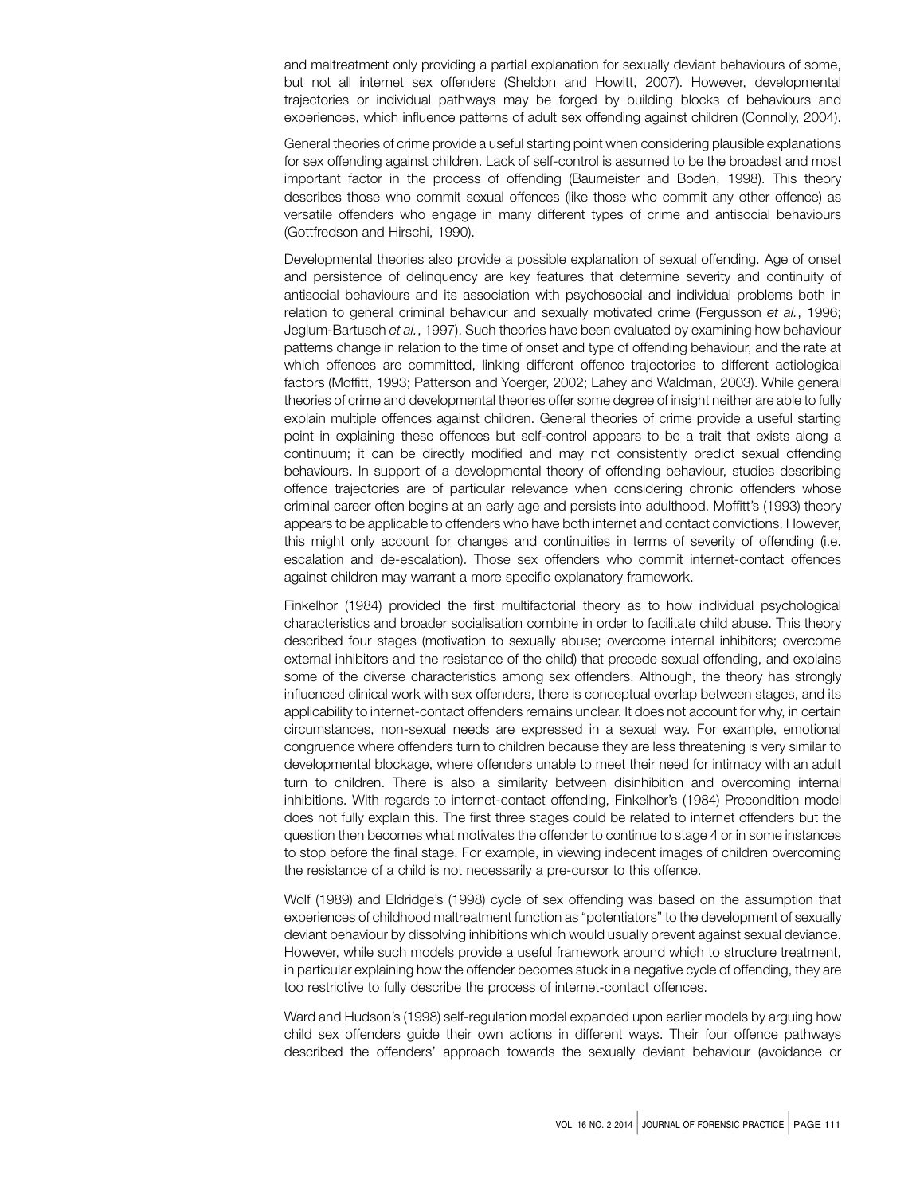and maltreatment only providing a partial explanation for sexually deviant behaviours of some, but not all internet sex offenders (Sheldon and Howitt, 2007). However, developmental trajectories or individual pathways may be forged by building blocks of behaviours and experiences, which influence patterns of adult sex offending against children (Connolly, 2004).

General theories of crime provide a useful starting point when considering plausible explanations for sex offending against children. Lack of self-control is assumed to be the broadest and most important factor in the process of offending (Baumeister and Boden, 1998). This theory describes those who commit sexual offences (like those who commit any other offence) as versatile offenders who engage in many different types of crime and antisocial behaviours (Gottfredson and Hirschi, 1990).

Developmental theories also provide a possible explanation of sexual offending. Age of onset and persistence of delinquency are key features that determine severity and continuity of antisocial behaviours and its association with psychosocial and individual problems both in relation to general criminal behaviour and sexually motivated crime (Fergusson *et al.*, 1996; Jeglum-Bartusch *et al.*, 1997). Such theories have been evaluated by examining how behaviour patterns change in relation to the time of onset and type of offending behaviour, and the rate at which offences are committed, linking different offence trajectories to different aetiological factors (Moffitt, 1993; Patterson and Yoerger, 2002; Lahey and Waldman, 2003). While general theories of crime and developmental theories offer some degree of insight neither are able to fully explain multiple offences against children. General theories of crime provide a useful starting point in explaining these offences but self-control appears to be a trait that exists along a continuum; it can be directly modified and may not consistently predict sexual offending behaviours. In support of a developmental theory of offending behaviour, studies describing offence trajectories are of particular relevance when considering chronic offenders whose criminal career often begins at an early age and persists into adulthood. Moffitt's (1993) theory appears to be applicable to offenders who have both internet and contact convictions. However, this might only account for changes and continuities in terms of severity of offending (i.e. escalation and de-escalation). Those sex offenders who commit internet-contact offences against children may warrant a more specific explanatory framework.

Finkelhor (1984) provided the first multifactorial theory as to how individual psychological characteristics and broader socialisation combine in order to facilitate child abuse. This theory described four stages (motivation to sexually abuse; overcome internal inhibitors; overcome external inhibitors and the resistance of the child) that precede sexual offending, and explains some of the diverse characteristics among sex offenders. Although, the theory has strongly influenced clinical work with sex offenders, there is conceptual overlap between stages, and its applicability to internet-contact offenders remains unclear. It does not account for why, in certain circumstances, non-sexual needs are expressed in a sexual way. For example, emotional congruence where offenders turn to children because they are less threatening is very similar to developmental blockage, where offenders unable to meet their need for intimacy with an adult turn to children. There is also a similarity between disinhibition and overcoming internal inhibitions. With regards to internet-contact offending, Finkelhor's (1984) Precondition model does not fully explain this. The first three stages could be related to internet offenders but the question then becomes what motivates the offender to continue to stage 4 or in some instances to stop before the final stage. For example, in viewing indecent images of children overcoming the resistance of a child is not necessarily a pre-cursor to this offence.

Wolf (1989) and Eldridge's (1998) cycle of sex offending was based on the assumption that experiences of childhood maltreatment function as "potentiators" to the development of sexually deviant behaviour by dissolving inhibitions which would usually prevent against sexual deviance. However, while such models provide a useful framework around which to structure treatment, in particular explaining how the offender becomes stuck in a negative cycle of offending, they are too restrictive to fully describe the process of internet-contact offences.

Ward and Hudson's (1998) self-regulation model expanded upon earlier models by arguing how child sex offenders guide their own actions in different ways. Their four offence pathways described the offenders' approach towards the sexually deviant behaviour (avoidance or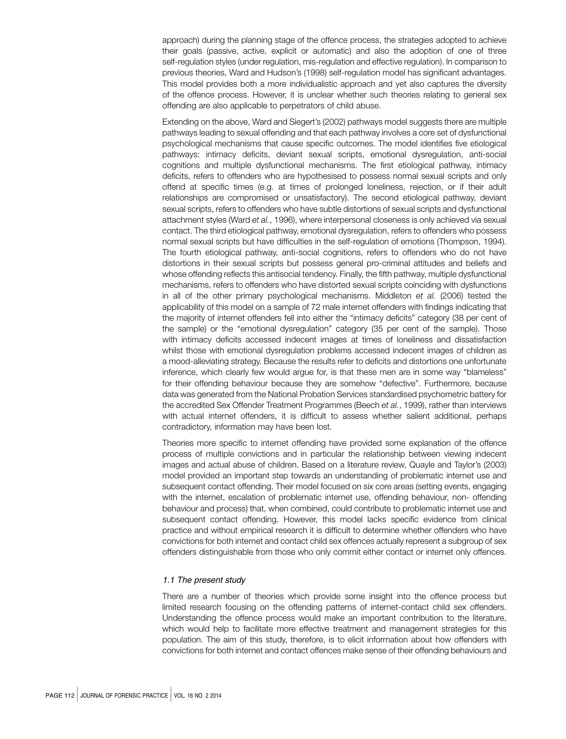approach) during the planning stage of the offence process, the strategies adopted to achieve their goals (passive, active, explicit or automatic) and also the adoption of one of three self-regulation styles (under regulation, mis-regulation and effective regulation). In comparison to previous theories, Ward and Hudson's (1998) self-regulation model has significant advantages. This model provides both a more individualistic approach and yet also captures the diversity of the offence process. However, it is unclear whether such theories relating to general sex offending are also applicable to perpetrators of child abuse.

Extending on the above, Ward and Siegert's (2002) pathways model suggests there are multiple pathways leading to sexual offending and that each pathway involves a core set of dysfunctional psychological mechanisms that cause specific outcomes. The model identifies five etiological pathways: intimacy deficits, deviant sexual scripts, emotional dysregulation, anti-social cognitions and multiple dysfunctional mechanisms. The first etiological pathway, intimacy deficits, refers to offenders who are hypothesised to possess normal sexual scripts and only offend at specific times (e.g. at times of prolonged loneliness, rejection, or if their adult relationships are compromised or unsatisfactory). The second etiological pathway, deviant sexual scripts, refers to offenders who have subtle distortions of sexual scripts and dysfunctional attachment styles (Ward *et al.*, 1996), where interpersonal closeness is only achieved via sexual contact. The third etiological pathway, emotional dysregulation, refers to offenders who possess normal sexual scripts but have difficulties in the self-regulation of emotions (Thompson, 1994). The fourth etiological pathway, anti-social cognitions, refers to offenders who do not have distortions in their sexual scripts but possess general pro-criminal attitudes and beliefs and whose offending reflects this antisocial tendency. Finally, the fifth pathway, multiple dysfunctional mechanisms, refers to offenders who have distorted sexual scripts coinciding with dysfunctions in all of the other primary psychological mechanisms. Middleton *et al.* (2006) tested the applicability of this model on a sample of 72 male internet offenders with findings indicating that the majority of internet offenders fell into either the "intimacy deficits" category (38 per cent of the sample) or the "emotional dysregulation" category (35 per cent of the sample). Those with intimacy deficits accessed indecent images at times of loneliness and dissatisfaction whilst those with emotional dysregulation problems accessed indecent images of children as a mood-alleviating strategy. Because the results refer to deficits and distortions one unfortunate inference, which clearly few would argue for, is that these men are in some way "blameless" for their offending behaviour because they are somehow "defective". Furthermore, because data was generated from the National Probation Services standardised psychometric battery for the accredited Sex Offender Treatment Programmes (Beech *et al.*, 1999), rather than interviews with actual internet offenders, it is difficult to assess whether salient additional, perhaps contradictory, information may have been lost.

Theories more specific to internet offending have provided some explanation of the offence process of multiple convictions and in particular the relationship between viewing indecent images and actual abuse of children. Based on a literature review, Quayle and Taylor's (2003) model provided an important step towards an understanding of problematic internet use and subsequent contact offending. Their model focused on six core areas (setting events, engaging with the internet, escalation of problematic internet use, offending behaviour, non- offending behaviour and process) that, when combined, could contribute to problematic internet use and subsequent contact offending. However, this model lacks specific evidence from clinical practice and without empirical research it is difficult to determine whether offenders who have convictions for both internet and contact child sex offences actually represent a subgroup of sex offenders distinguishable from those who only commit either contact or internet only offences.

### *1.1 The present study*

There are a number of theories which provide some insight into the offence process but limited research focusing on the offending patterns of internet-contact child sex offenders. Understanding the offence process would make an important contribution to the literature, which would help to facilitate more effective treatment and management strategies for this population. The aim of this study, therefore, is to elicit information about how offenders with convictions for both internet and contact offences make sense of their offending behaviours and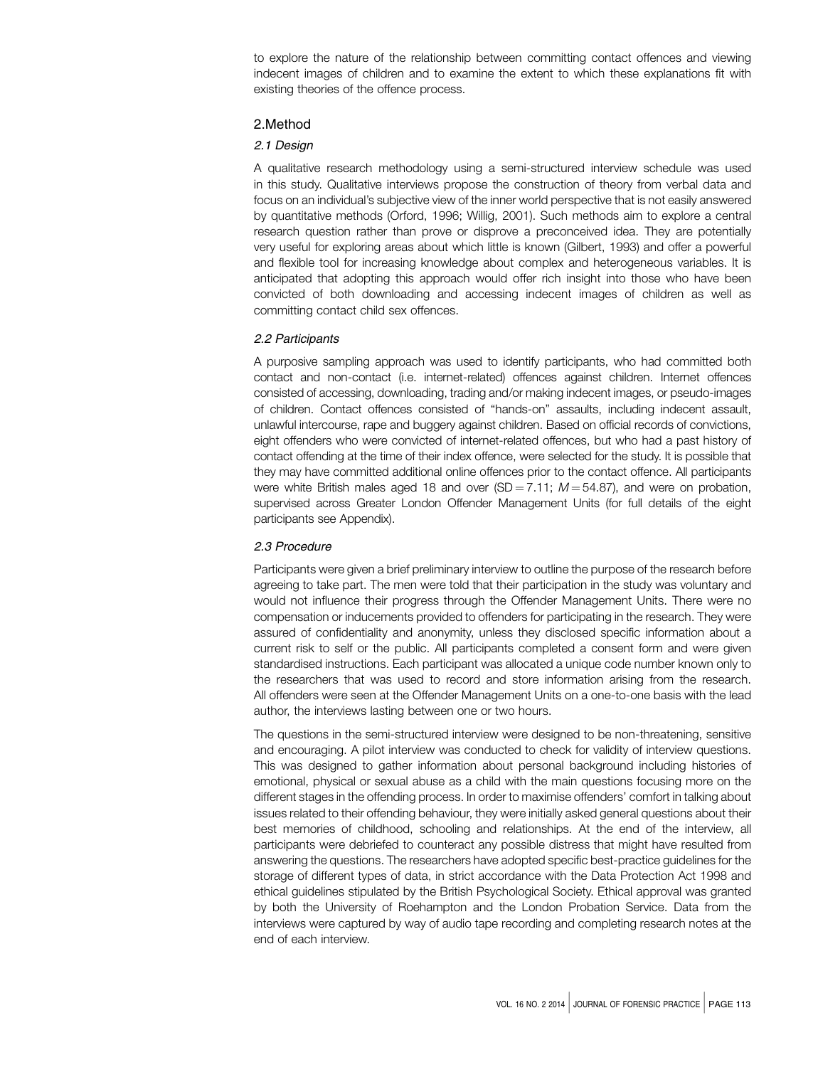to explore the nature of the relationship between committing contact offences and viewing indecent images of children and to examine the extent to which these explanations fit with existing theories of the offence process.

## 2.Method

### *2.1 Design*

A qualitative research methodology using a semi-structured interview schedule was used in this study. Qualitative interviews propose the construction of theory from verbal data and focus on an individual's subjective view of the inner world perspective that is not easily answered by quantitative methods (Orford, 1996; Willig, 2001). Such methods aim to explore a central research question rather than prove or disprove a preconceived idea. They are potentially very useful for exploring areas about which little is known (Gilbert, 1993) and offer a powerful and flexible tool for increasing knowledge about complex and heterogeneous variables. It is anticipated that adopting this approach would offer rich insight into those who have been convicted of both downloading and accessing indecent images of children as well as committing contact child sex offences.

### *2.2 Participants*

A purposive sampling approach was used to identify participants, who had committed both contact and non-contact (i.e. internet-related) offences against children. Internet offences consisted of accessing, downloading, trading and/or making indecent images, or pseudo-images of children. Contact offences consisted of "hands-on" assaults, including indecent assault, unlawful intercourse, rape and buggery against children. Based on official records of convictions, eight offenders who were convicted of internet-related offences, but who had a past history of contact offending at the time of their index offence, were selected for the study. It is possible that they may have committed additional online offences prior to the contact offence. All participants were white British males aged 18 and over ($SD = 7.11$; $M = 54.87$), and were on probation, supervised across Greater London Offender Management Units (for full details of the eight participants see Appendix).

### *2.3 Procedure*

Participants were given a brief preliminary interview to outline the purpose of the research before agreeing to take part. The men were told that their participation in the study was voluntary and would not influence their progress through the Offender Management Units. There were no compensation or inducements provided to offenders for participating in the research. They were assured of confidentiality and anonymity, unless they disclosed specific information about a current risk to self or the public. All participants completed a consent form and were given standardised instructions. Each participant was allocated a unique code number known only to the researchers that was used to record and store information arising from the research. All offenders were seen at the Offender Management Units on a one-to-one basis with the lead author, the interviews lasting between one or two hours.

The questions in the semi-structured interview were designed to be non-threatening, sensitive and encouraging. A pilot interview was conducted to check for validity of interview questions. This was designed to gather information about personal background including histories of emotional, physical or sexual abuse as a child with the main questions focusing more on the different stages in the offending process. In order to maximise offenders' comfort in talking about issues related to their offending behaviour, they were initially asked general questions about their best memories of childhood, schooling and relationships. At the end of the interview, all participants were debriefed to counteract any possible distress that might have resulted from answering the questions. The researchers have adopted specific best-practice guidelines for the storage of different types of data, in strict accordance with the Data Protection Act 1998 and ethical guidelines stipulated by the British Psychological Society. Ethical approval was granted by both the University of Roehampton and the London Probation Service. Data from the interviews were captured by way of audio tape recording and completing research notes at the end of each interview.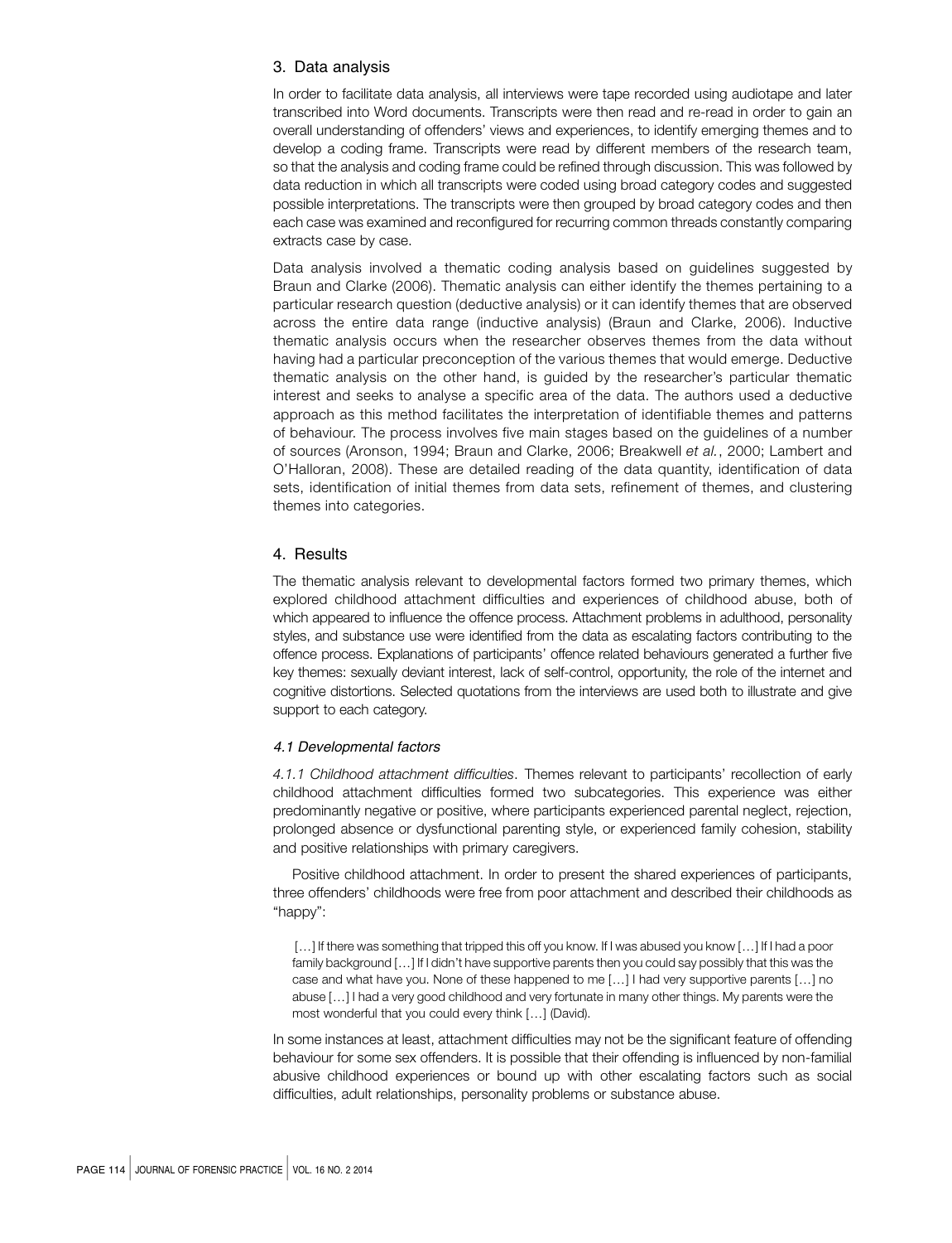## 3. Data analysis

In order to facilitate data analysis, all interviews were tape recorded using audiotape and later transcribed into Word documents. Transcripts were then read and re-read in order to gain an overall understanding of offenders' views and experiences, to identify emerging themes and to develop a coding frame. Transcripts were read by different members of the research team, so that the analysis and coding frame could be refined through discussion. This was followed by data reduction in which all transcripts were coded using broad category codes and suggested possible interpretations. The transcripts were then grouped by broad category codes and then each case was examined and reconfigured for recurring common threads constantly comparing extracts case by case.

Data analysis involved a thematic coding analysis based on guidelines suggested by Braun and Clarke (2006). Thematic analysis can either identify the themes pertaining to a particular research question (deductive analysis) or it can identify themes that are observed across the entire data range (inductive analysis) (Braun and Clarke, 2006). Inductive thematic analysis occurs when the researcher observes themes from the data without having had a particular preconception of the various themes that would emerge. Deductive thematic analysis on the other hand, is guided by the researcher's particular thematic interest and seeks to analyse a specific area of the data. The authors used a deductive approach as this method facilitates the interpretation of identifiable themes and patterns of behaviour. The process involves five main stages based on the guidelines of a number of sources (Aronson, 1994; Braun and Clarke, 2006; Breakwell *et al.*, 2000; Lambert and O'Halloran, 2008). These are detailed reading of the data quantity, identification of data sets, identification of initial themes from data sets, refinement of themes, and clustering themes into categories.

## 4. Results

The thematic analysis relevant to developmental factors formed two primary themes, which explored childhood attachment difficulties and experiences of childhood abuse, both of which appeared to influence the offence process. Attachment problems in adulthood, personality styles, and substance use were identified from the data as escalating factors contributing to the offence process. Explanations of participants' offence related behaviours generated a further five key themes: sexually deviant interest, lack of self-control, opportunity, the role of the internet and cognitive distortions. Selected quotations from the interviews are used both to illustrate and give support to each category.

### *4.1 Developmental factors*

*4.1.1 Childhood attachment difficulties*. Themes relevant to participants' recollection of early childhood attachment difficulties formed two subcategories. This experience was either predominantly negative or positive, where participants experienced parental neglect, rejection, prolonged absence or dysfunctional parenting style, or experienced family cohesion, stability and positive relationships with primary caregivers.

Positive childhood attachment. In order to present the shared experiences of participants, three offenders' childhoods were free from poor attachment and described their childhoods as "happy":

> […] If there was something that tripped this off you know. If I was abused you know […] If I had a poor family background […] If I didn't have supportive parents then you could say possibly that this was the case and what have you. None of these happened to me […] I had very supportive parents […] no abuse […] I had a very good childhood and very fortunate in many other things. My parents were the most wonderful that you could every think […] (David).

In some instances at least, attachment difficulties may not be the significant feature of offending behaviour for some sex offenders. It is possible that their offending is influenced by non-familial abusive childhood experiences or bound up with other escalating factors such as social difficulties, adult relationships, personality problems or substance abuse.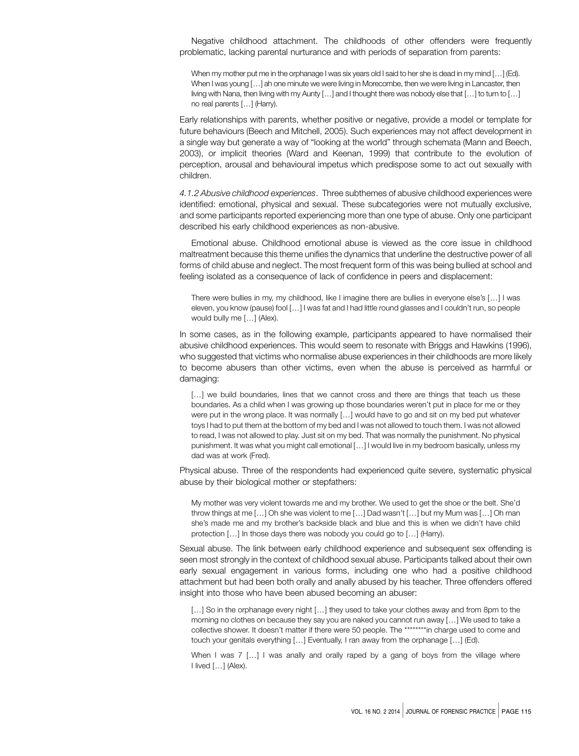Negative childhood attachment. The childhoods of other offenders were frequently problematic, lacking parental nurturance and with periods of separation from parents:

> When my mother put me in the orphanage I was six years old I said to her she is dead in my mind […] (Ed).
> When I was young […] ah one minute we were living in Morecombe, then we were living in Lancaster, then living with Nana, then living with my Aunty […] and I thought there was nobody else that […] to turn to […] no real parents […] (Harry).

Early relationships with parents, whether positive or negative, provide a model or template for future behaviours (Beech and Mitchell, 2005). Such experiences may not affect development in a single way but generate a way of "looking at the world" through schemata (Mann and Beech, 2003), or implicit theories (Ward and Keenan, 1999) that contribute to the evolution of perception, arousal and behavioural impetus which predispose some to act out sexually with children.

*4.1.2 Abusive childhood experiences*. Three subthemes of abusive childhood experiences were identified: emotional, physical and sexual. These subcategories were not mutually exclusive, and some participants reported experiencing more than one type of abuse. Only one participant described his early childhood experiences as non-abusive.

Emotional abuse. Childhood emotional abuse is viewed as the core issue in childhood maltreatment because this theme unifies the dynamics that underline the destructive power of all forms of child abuse and neglect. The most frequent form of this was being bullied at school and feeling isolated as a consequence of lack of confidence in peers and displacement:

> There were bullies in my, my childhood, like I imagine there are bullies in everyone else's […] I was eleven, you know (pause) fool […] I was fat and I had little round glasses and I couldn't run, so people would bully me […] (Alex).

In some cases, as in the following example, participants appeared to have normalised their abusive childhood experiences. This would seem to resonate with Briggs and Hawkins (1996), who suggested that victims who normalise abuse experiences in their childhoods are more likely to become abusers than other victims, even when the abuse is perceived as harmful or damaging:

> […] we build boundaries, lines that we cannot cross and there are things that teach us these boundaries. As a child when I was growing up those boundaries weren't put in place for me or they were put in the wrong place. It was normally […] would have to go and sit on my bed put whatever toys I had to put them at the bottom of my bed and I was not allowed to touch them. I was not allowed to read, I was not allowed to play. Just sit on my bed. That was normally the punishment. No physical punishment. It was what you might call emotional […] I would live in my bedroom basically, unless my dad was at work (Fred).

Physical abuse. Three of the respondents had experienced quite severe, systematic physical abuse by their biological mother or stepfathers:

> My mother was very violent towards me and my brother. We used to get the shoe or the belt. She'd throw things at me […] Oh she was violent to me […] Dad wasn't […] but my Mum was […] Oh man she's made me and my brother's backside black and blue and this is when we didn't have child protection […] In those days there was nobody you could go to […] (Harry).

Sexual abuse. The link between early childhood experience and subsequent sex offending is seen most strongly in the context of childhood sexual abuse. Participants talked about their own early sexual engagement in various forms, including one who had a positive childhood attachment but had been both orally and anally abused by his teacher. Three offenders offered insight into those who have been abused becoming an abuser:

> […] So in the orphanage every night […] they used to take your clothes away and from 8pm to the morning no clothes on because they say you are naked you cannot run away […] We used to take a collective shower. It doesn't matter if there were 50 people. The ********in charge used to come and touch your genitals everything […] Eventually, I ran away from the orphanage […] (Ed).

> When I was 7 […] I was anally and orally raped by a gang of boys from the village where I lived […] (Alex).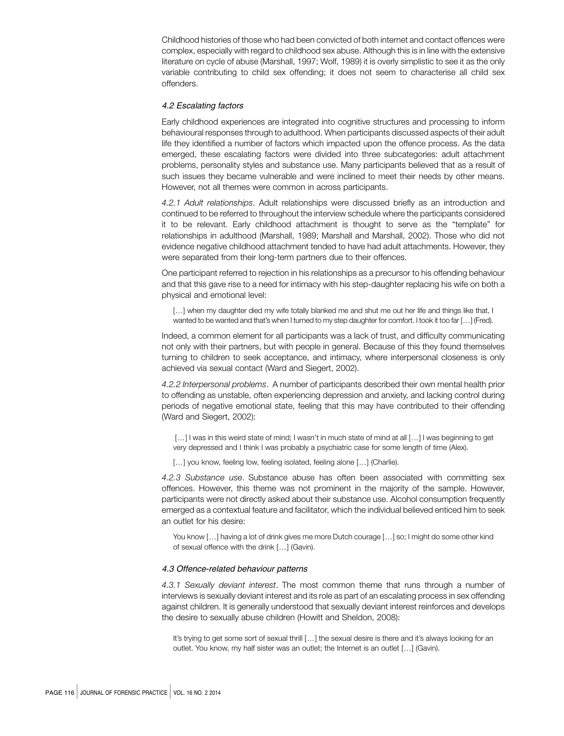Childhood histories of those who had been convicted of both internet and contact offences were complex, especially with regard to childhood sex abuse. Although this is in line with the extensive literature on cycle of abuse (Marshall, 1997; Wolf, 1989) it is overly simplistic to see it as the only variable contributing to child sex offending; it does not seem to characterise all child sex offenders.

### *4.2 Escalating factors*

Early childhood experiences are integrated into cognitive structures and processing to inform behavioural responses through to adulthood. When participants discussed aspects of their adult life they identified a number of factors which impacted upon the offence process. As the data emerged, these escalating factors were divided into three subcategories: adult attachment problems, personality styles and substance use. Many participants believed that as a result of such issues they became vulnerable and were inclined to meet their needs by other means. However, not all themes were common in across participants.

*4.2.1 Adult relationships*. Adult relationships were discussed briefly as an introduction and continued to be referred to throughout the interview schedule where the participants considered it to be relevant. Early childhood attachment is thought to serve as the "template" for relationships in adulthood (Marshall, 1989; Marshall and Marshall, 2002). Those who did not evidence negative childhood attachment tended to have had adult attachments. However, they were separated from their long-term partners due to their offences.

One participant referred to rejection in his relationships as a precursor to his offending behaviour and that this gave rise to a need for intimacy with his step-daughter replacing his wife on both a physical and emotional level:

> […] when my daughter died my wife totally blanked me and shut me out her life and things like that, I wanted to be wanted and that's when I turned to my step daughter for comfort. I took it too far […] (Fred).

Indeed, a common element for all participants was a lack of trust, and difficulty communicating not only with their partners, but with people in general. Because of this they found themselves turning to children to seek acceptance, and intimacy, where interpersonal closeness is only achieved via sexual contact (Ward and Siegert, 2002).

*4.2.2 Interpersonal problems*. A number of participants described their own mental health prior to offending as unstable, often experiencing depression and anxiety, and lacking control during periods of negative emotional state, feeling that this may have contributed to their offending (Ward and Siegert, 2002):

> […] I was in this weird state of mind; I wasn't in much state of mind at all […] I was beginning to get very depressed and I think I was probably a psychiatric case for some length of time (Alex).

> […] you know, feeling low, feeling isolated, feeling alone […] (Charlie).

*4.2.3 Substance use*. Substance abuse has often been associated with committing sex offences. However, this theme was not prominent in the majority of the sample. However, participants were not directly asked about their substance use. Alcohol consumption frequently emerged as a contextual feature and facilitator, which the individual believed enticed him to seek an outlet for his desire:

> You know […] having a lot of drink gives me more Dutch courage […] so; I might do some other kind of sexual offence with the drink […] (Gavin).

### *4.3 Offence-related behaviour patterns*

*4.3.1 Sexually deviant interest*. The most common theme that runs through a number of interviews is sexually deviant interest and its role as part of an escalating process in sex offending against children. It is generally understood that sexually deviant interest reinforces and develops the desire to sexually abuse children (Howitt and Sheldon, 2008):

> It's trying to get some sort of sexual thrill […] the sexual desire is there and it's always looking for an outlet. You know, my half sister was an outlet; the Internet is an outlet […] (Gavin).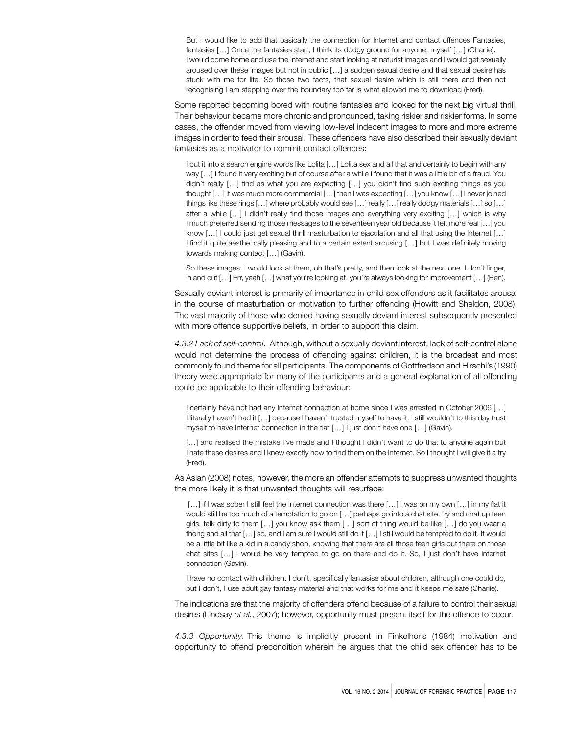> But I would like to add that basically the connection for Internet and contact offences Fantasies, fantasies […] Once the fantasies start; I think its dodgy ground for anyone, myself […] (Charlie).
> I would come home and use the Internet and start looking at naturist images and I would get sexually aroused over these images but not in public […] a sudden sexual desire and that sexual desire has stuck with me for life. So those two facts, that sexual desire which is still there and then not recognising I am stepping over the boundary too far is what allowed me to download (Fred).

Some reported becoming bored with routine fantasies and looked for the next big virtual thrill. Their behaviour became more chronic and pronounced, taking riskier and riskier forms. In some cases, the offender moved from viewing low-level indecent images to more and more extreme images in order to feed their arousal. These offenders have also described their sexually deviant fantasies as a motivator to commit contact offences:

> I put it into a search engine words like Lolita […] Lolita sex and all that and certainly to begin with any way […] I found it very exciting but of course after a while I found that it was a little bit of a fraud. You didn't really […] find as what you are expecting […] you didn't find such exciting things as you thought […] it was much more commercial […] then I was expecting […] you know […] I never joined things like these rings […] where probably would see […] really […] really dodgy materials […] so […] after a while […] I didn't really find those images and everything very exciting […] which is why I much preferred sending those messages to the seventeen year old because it felt more real […] you know […] I could just get sexual thrill masturbation to ejaculation and all that using the Internet […] I find it quite aesthetically pleasing and to a certain extent arousing […] but I was definitely moving towards making contact […] (Gavin).

> So these images, I would look at them, oh that's pretty, and then look at the next one. I don't linger, in and out […] Err, yeah […] what you're looking at, you're always looking for improvement […] (Ben).

Sexually deviant interest is primarily of importance in child sex offenders as it facilitates arousal in the course of masturbation or motivation to further offending (Howitt and Sheldon, 2008). The vast majority of those who denied having sexually deviant interest subsequently presented with more offence supportive beliefs, in order to support this claim.

*4.3.2 Lack of self-control*. Although, without a sexually deviant interest, lack of self-control alone would not determine the process of offending against children, it is the broadest and most commonly found theme for all participants. The components of Gottfredson and Hirschi's (1990) theory were appropriate for many of the participants and a general explanation of all offending could be applicable to their offending behaviour:

> I certainly have not had any Internet connection at home since I was arrested in October 2006 […] I literally haven't had it […] because I haven't trusted myself to have it. I still wouldn't to this day trust myself to have Internet connection in the flat […] I just don't have one […] (Gavin).

> […] and realised the mistake I've made and I thought I didn't want to do that to anyone again but I hate these desires and I knew exactly how to find them on the Internet. So I thought I will give it a try (Fred).

As Aslan (2008) notes, however, the more an offender attempts to suppress unwanted thoughts the more likely it is that unwanted thoughts will resurface:

> […] if I was sober I still feel the Internet connection was there […] I was on my own […] in my flat it would still be too much of a temptation to go on […] perhaps go into a chat site, try and chat up teen girls, talk dirty to them […] you know ask them […] sort of thing would be like […] do you wear a thong and all that […] so, and I am sure I would still do it […] I still would be tempted to do it. It would be a little bit like a kid in a candy shop, knowing that there are all those teen girls out there on those chat sites […] I would be very tempted to go on there and do it. So, I just don't have Internet connection (Gavin).

> I have no contact with children. I don't, specifically fantasise about children, although one could do, but I don't, I use adult gay fantasy material and that works for me and it keeps me safe (Charlie).

The indications are that the majority of offenders offend because of a failure to control their sexual desires (Lindsay *et al.*, 2007); however, opportunity must present itself for the offence to occur.

*4.3.3 Opportunity*. This theme is implicitly present in Finkelhor's (1984) motivation and opportunity to offend precondition wherein he argues that the child sex offender has to be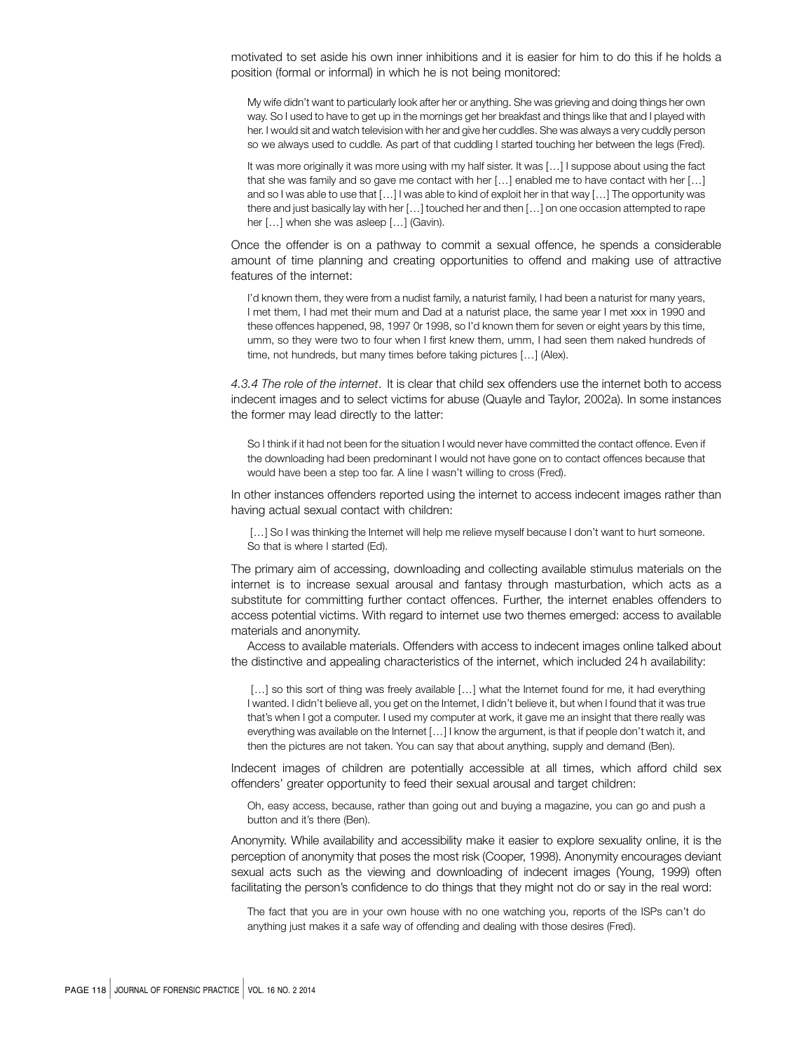motivated to set aside his own inner inhibitions and it is easier for him to do this if he holds a position (formal or informal) in which he is not being monitored:

> My wife didn't want to particularly look after her or anything. She was grieving and doing things her own way. So I used to have to get up in the mornings get her breakfast and things like that and I played with her. I would sit and watch television with her and give her cuddles. She was always a very cuddly person so we always used to cuddle. As part of that cuddling I started touching her between the legs (Fred).

> It was more originally it was more using with my half sister. It was […] I suppose about using the fact that she was family and so gave me contact with her […] enabled me to have contact with her […] and so I was able to use that […] I was able to kind of exploit her in that way […] The opportunity was there and just basically lay with her […] touched her and then […] on one occasion attempted to rape her […] when she was asleep […] (Gavin).

Once the offender is on a pathway to commit a sexual offence, he spends a considerable amount of time planning and creating opportunities to offend and making use of attractive features of the internet:

> I'd known them, they were from a nudist family, a naturist family, I had been a naturist for many years, I met them, I had met their mum and Dad at a naturist place, the same year I met xxx in 1990 and these offences happened, 98, 1997 0r 1998, so I'd known them for seven or eight years by this time, umm, so they were two to four when I first knew them, umm, I had seen them naked hundreds of time, not hundreds, but many times before taking pictures […] (Alex).

*4.3.4 The role of the internet*. It is clear that child sex offenders use the internet both to access indecent images and to select victims for abuse (Quayle and Taylor, 2002a). In some instances the former may lead directly to the latter:

> So I think if it had not been for the situation I would never have committed the contact offence. Even if the downloading had been predominant I would not have gone on to contact offences because that would have been a step too far. A line I wasn't willing to cross (Fred).

In other instances offenders reported using the internet to access indecent images rather than having actual sexual contact with children:

> […] So I was thinking the Internet will help me relieve myself because I don't want to hurt someone. So that is where I started (Ed).

The primary aim of accessing, downloading and collecting available stimulus materials on the internet is to increase sexual arousal and fantasy through masturbation, which acts as a substitute for committing further contact offences. Further, the internet enables offenders to access potential victims. With regard to internet use two themes emerged: access to available materials and anonymity.

Access to available materials. Offenders with access to indecent images online talked about the distinctive and appealing characteristics of the internet, which included 24 h availability:

> […] so this sort of thing was freely available […] what the Internet found for me, it had everything I wanted. I didn't believe all, you get on the Internet, I didn't believe it, but when I found that it was true that's when I got a computer. I used my computer at work, it gave me an insight that there really was everything was available on the Internet […] I know the argument, is that if people don't watch it, and then the pictures are not taken. You can say that about anything, supply and demand (Ben).

Indecent images of children are potentially accessible at all times, which afford child sex offenders' greater opportunity to feed their sexual arousal and target children:

> Oh, easy access, because, rather than going out and buying a magazine, you can go and push a button and it's there (Ben).

Anonymity. While availability and accessibility make it easier to explore sexuality online, it is the perception of anonymity that poses the most risk (Cooper, 1998). Anonymity encourages deviant sexual acts such as the viewing and downloading of indecent images (Young, 1999) often facilitating the person's confidence to do things that they might not do or say in the real word:

> The fact that you are in your own house with no one watching you, reports of the ISPs can't do anything just makes it a safe way of offending and dealing with those desires (Fred).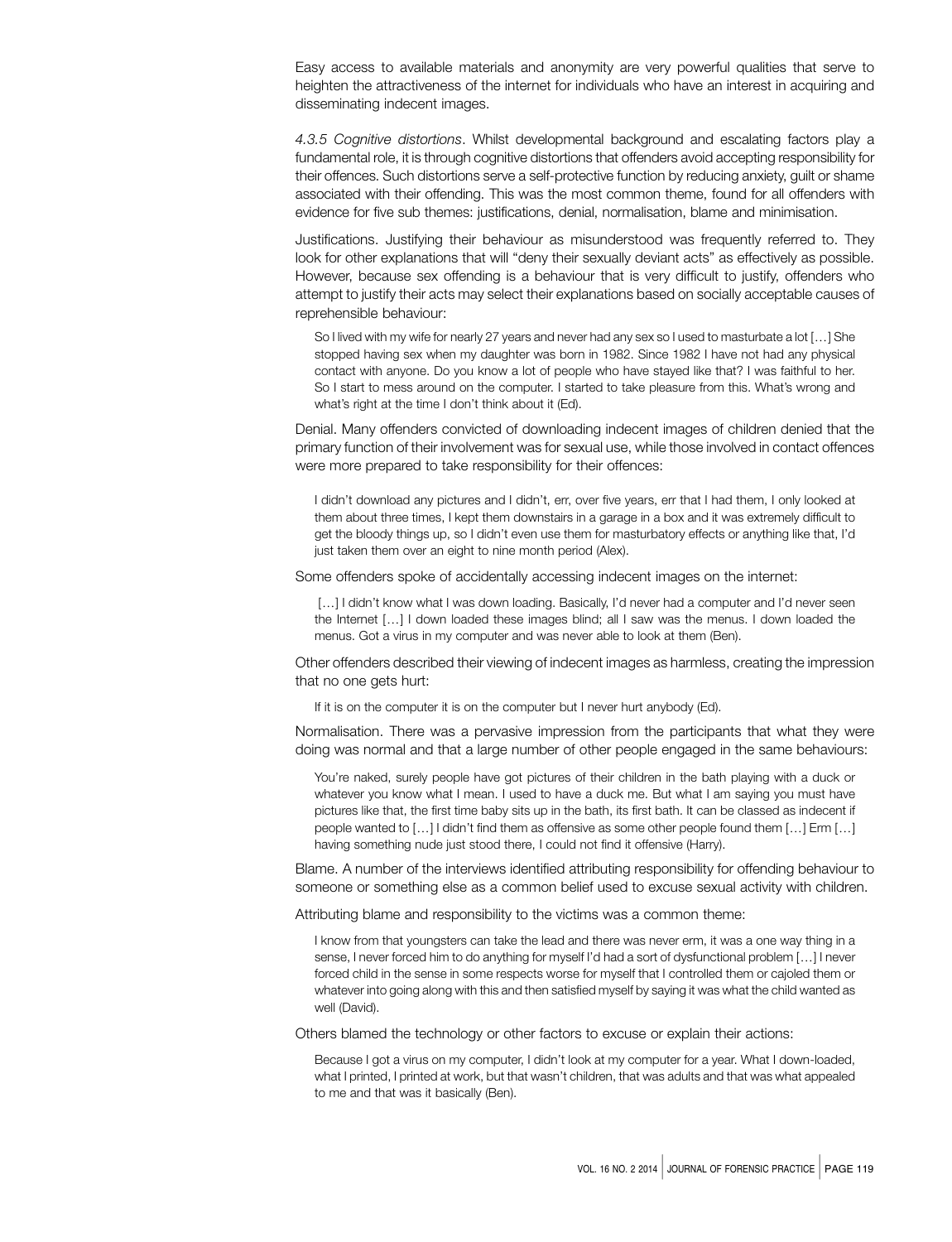Easy access to available materials and anonymity are very powerful qualities that serve to heighten the attractiveness of the internet for individuals who have an interest in acquiring and disseminating indecent images.

*4.3.5 Cognitive distortions*. Whilst developmental background and escalating factors play a fundamental role, it is through cognitive distortions that offenders avoid accepting responsibility for their offences. Such distortions serve a self-protective function by reducing anxiety, guilt or shame associated with their offending. This was the most common theme, found for all offenders with evidence for five sub themes: justifications, denial, normalisation, blame and minimisation.

Justifications. Justifying their behaviour as misunderstood was frequently referred to. They look for other explanations that will "deny their sexually deviant acts" as effectively as possible. However, because sex offending is a behaviour that is very difficult to justify, offenders who attempt to justify their acts may select their explanations based on socially acceptable causes of reprehensible behaviour:

> So I lived with my wife for nearly 27 years and never had any sex so I used to masturbate a lot […] She stopped having sex when my daughter was born in 1982. Since 1982 I have not had any physical contact with anyone. Do you know a lot of people who have stayed like that? I was faithful to her. So I start to mess around on the computer. I started to take pleasure from this. What's wrong and what's right at the time I don't think about it (Ed).

Denial. Many offenders convicted of downloading indecent images of children denied that the primary function of their involvement was for sexual use, while those involved in contact offences were more prepared to take responsibility for their offences:

> I didn't download any pictures and I didn't, err, over five years, err that I had them, I only looked at them about three times, I kept them downstairs in a garage in a box and it was extremely difficult to get the bloody things up, so I didn't even use them for masturbatory effects or anything like that, I'd just taken them over an eight to nine month period (Alex).

Some offenders spoke of accidentally accessing indecent images on the internet:

> […] I didn't know what I was down loading. Basically, I'd never had a computer and I'd never seen the Internet […] I down loaded these images blind; all I saw was the menus. I down loaded the menus. Got a virus in my computer and was never able to look at them (Ben).

Other offenders described their viewing of indecent images as harmless, creating the impression that no one gets hurt:

> If it is on the computer it is on the computer but I never hurt anybody (Ed).

Normalisation. There was a pervasive impression from the participants that what they were doing was normal and that a large number of other people engaged in the same behaviours:

> You're naked, surely people have got pictures of their children in the bath playing with a duck or whatever you know what I mean. I used to have a duck me. But what I am saying you must have pictures like that, the first time baby sits up in the bath, its first bath. It can be classed as indecent if people wanted to […] I didn't find them as offensive as some other people found them […] Erm […] having something nude just stood there, I could not find it offensive (Harry).

Blame. A number of the interviews identified attributing responsibility for offending behaviour to someone or something else as a common belief used to excuse sexual activity with children.

Attributing blame and responsibility to the victims was a common theme:

> I know from that youngsters can take the lead and there was never erm, it was a one way thing in a sense, I never forced him to do anything for myself I'd had a sort of dysfunctional problem […] I never forced child in the sense in some respects worse for myself that I controlled them or cajoled them or whatever into going along with this and then satisfied myself by saying it was what the child wanted as well (David).

Others blamed the technology or other factors to excuse or explain their actions:

> Because I got a virus on my computer, I didn't look at my computer for a year. What I down-loaded, what I printed, I printed at work, but that wasn't children, that was adults and that was what appealed to me and that was it basically (Ben).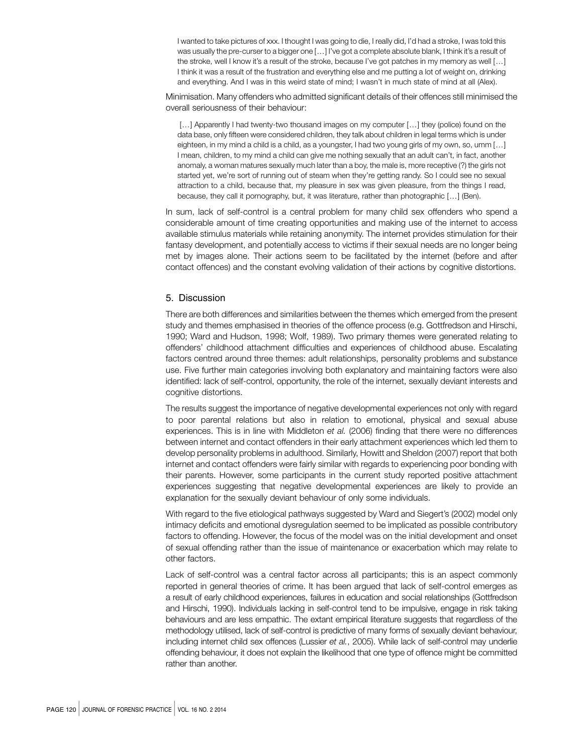> I wanted to take pictures of xxx. I thought I was going to die, I really did, I'd had a stroke, I was told this was usually the pre-curser to a bigger one […] I've got a complete absolute blank, I think it's a result of the stroke, well I know it's a result of the stroke, because I've got patches in my memory as well […] I think it was a result of the frustration and everything else and me putting a lot of weight on, drinking and everything. And I was in this weird state of mind; I wasn't in much state of mind at all (Alex).

Minimisation. Many offenders who admitted significant details of their offences still minimised the overall seriousness of their behaviour:

> […] Apparently I had twenty-two thousand images on my computer […] they (police) found on the data base, only fifteen were considered children, they talk about children in legal terms which is under eighteen, in my mind a child is a child, as a youngster, I had two young girls of my own, so, umm […] I mean, children, to my mind a child can give me nothing sexually that an adult can't, in fact, another anomaly, a woman matures sexually much later than a boy, the male is, more receptive (?) the girls not started yet, we're sort of running out of steam when they're getting randy. So I could see no sexual attraction to a child, because that, my pleasure in sex was given pleasure, from the things I read, because, they call it pornography, but, it was literature, rather than photographic […] (Ben).

In sum, lack of self-control is a central problem for many child sex offenders who spend a considerable amount of time creating opportunities and making use of the internet to access available stimulus materials while retaining anonymity. The internet provides stimulation for their fantasy development, and potentially access to victims if their sexual needs are no longer being met by images alone. Their actions seem to be facilitated by the internet (before and after contact offences) and the constant evolving validation of their actions by cognitive distortions.

## 5. Discussion

There are both differences and similarities between the themes which emerged from the present study and themes emphasised in theories of the offence process (e.g. Gottfredson and Hirschi, 1990; Ward and Hudson, 1998; Wolf, 1989). Two primary themes were generated relating to offenders' childhood attachment difficulties and experiences of childhood abuse. Escalating factors centred around three themes: adult relationships, personality problems and substance use. Five further main categories involving both explanatory and maintaining factors were also identified: lack of self-control, opportunity, the role of the internet, sexually deviant interests and cognitive distortions.

The results suggest the importance of negative developmental experiences not only with regard to poor parental relations but also in relation to emotional, physical and sexual abuse experiences. This is in line with Middleton *et al.* (2006) finding that there were no differences between internet and contact offenders in their early attachment experiences which led them to develop personality problems in adulthood. Similarly, Howitt and Sheldon (2007) report that both internet and contact offenders were fairly similar with regards to experiencing poor bonding with their parents. However, some participants in the current study reported positive attachment experiences suggesting that negative developmental experiences are likely to provide an explanation for the sexually deviant behaviour of only some individuals.

With regard to the five etiological pathways suggested by Ward and Siegert's (2002) model only intimacy deficits and emotional dysregulation seemed to be implicated as possible contributory factors to offending. However, the focus of the model was on the initial development and onset of sexual offending rather than the issue of maintenance or exacerbation which may relate to other factors.

Lack of self-control was a central factor across all participants; this is an aspect commonly reported in general theories of crime. It has been argued that lack of self-control emerges as a result of early childhood experiences, failures in education and social relationships (Gottfredson and Hirschi, 1990). Individuals lacking in self-control tend to be impulsive, engage in risk taking behaviours and are less empathic. The extant empirical literature suggests that regardless of the methodology utilised, lack of self-control is predictive of many forms of sexually deviant behaviour, including internet child sex offences (Lussier *et al.*, 2005). While lack of self-control may underlie offending behaviour, it does not explain the likelihood that one type of offence might be committed rather than another.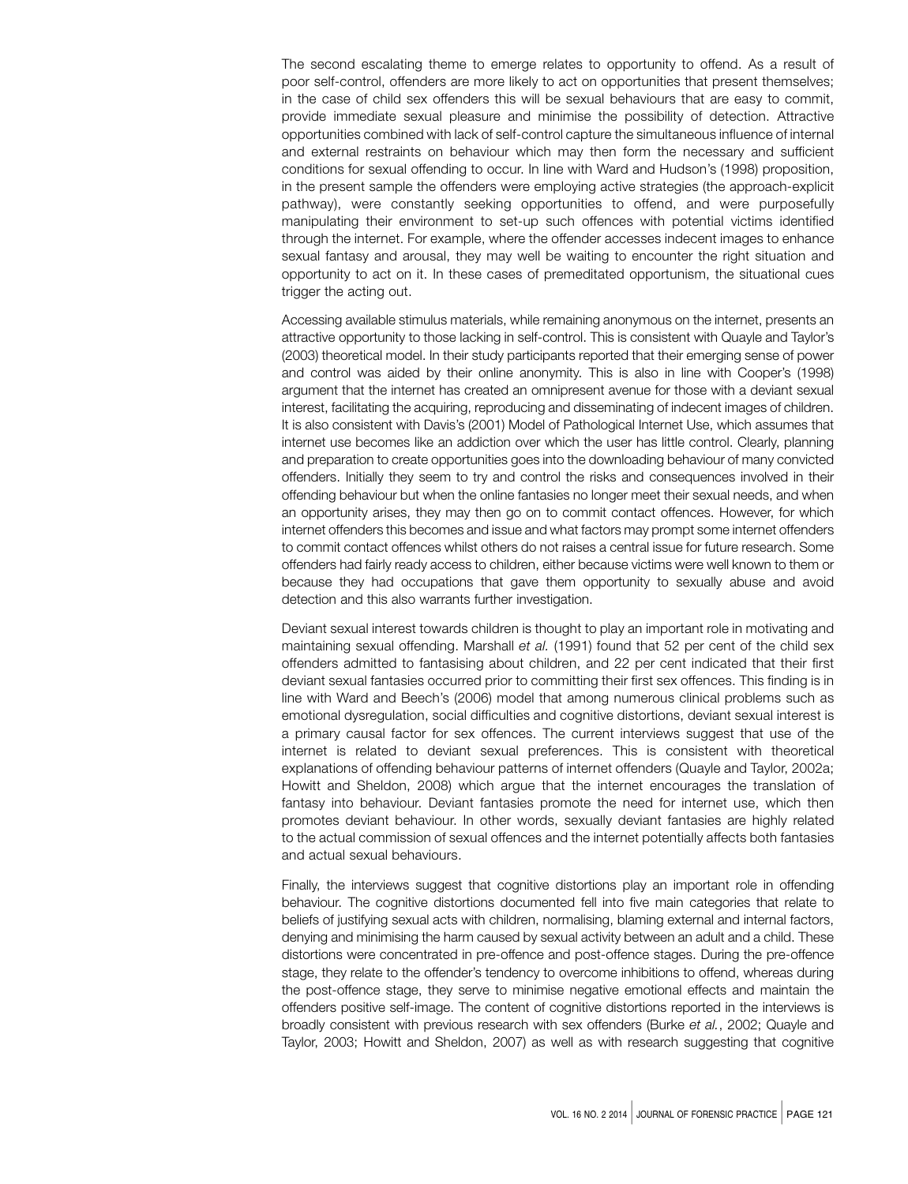The second escalating theme to emerge relates to opportunity to offend. As a result of poor self-control, offenders are more likely to act on opportunities that present themselves; in the case of child sex offenders this will be sexual behaviours that are easy to commit, provide immediate sexual pleasure and minimise the possibility of detection. Attractive opportunities combined with lack of self-control capture the simultaneous influence of internal and external restraints on behaviour which may then form the necessary and sufficient conditions for sexual offending to occur. In line with Ward and Hudson's (1998) proposition, in the present sample the offenders were employing active strategies (the approach-explicit pathway), were constantly seeking opportunities to offend, and were purposefully manipulating their environment to set-up such offences with potential victims identified through the internet. For example, where the offender accesses indecent images to enhance sexual fantasy and arousal, they may well be waiting to encounter the right situation and opportunity to act on it. In these cases of premeditated opportunism, the situational cues trigger the acting out.

Accessing available stimulus materials, while remaining anonymous on the internet, presents an attractive opportunity to those lacking in self-control. This is consistent with Quayle and Taylor's (2003) theoretical model. In their study participants reported that their emerging sense of power and control was aided by their online anonymity. This is also in line with Cooper's (1998) argument that the internet has created an omnipresent avenue for those with a deviant sexual interest, facilitating the acquiring, reproducing and disseminating of indecent images of children. It is also consistent with Davis's (2001) Model of Pathological Internet Use, which assumes that internet use becomes like an addiction over which the user has little control. Clearly, planning and preparation to create opportunities goes into the downloading behaviour of many convicted offenders. Initially they seem to try and control the risks and consequences involved in their offending behaviour but when the online fantasies no longer meet their sexual needs, and when an opportunity arises, they may then go on to commit contact offences. However, for which internet offenders this becomes and issue and what factors may prompt some internet offenders to commit contact offences whilst others do not raises a central issue for future research. Some offenders had fairly ready access to children, either because victims were well known to them or because they had occupations that gave them opportunity to sexually abuse and avoid detection and this also warrants further investigation.

Deviant sexual interest towards children is thought to play an important role in motivating and maintaining sexual offending. Marshall *et al*. (1991) found that 52 per cent of the child sex offenders admitted to fantasising about children, and 22 per cent indicated that their first deviant sexual fantasies occurred prior to committing their first sex offences. This finding is in line with Ward and Beech's (2006) model that among numerous clinical problems such as emotional dysregulation, social difficulties and cognitive distortions, deviant sexual interest is a primary causal factor for sex offences. The current interviews suggest that use of the internet is related to deviant sexual preferences. This is consistent with theoretical explanations of offending behaviour patterns of internet offenders (Quayle and Taylor, 2002a; Howitt and Sheldon, 2008) which argue that the internet encourages the translation of fantasy into behaviour. Deviant fantasies promote the need for internet use, which then promotes deviant behaviour. In other words, sexually deviant fantasies are highly related to the actual commission of sexual offences and the internet potentially affects both fantasies and actual sexual behaviours.

Finally, the interviews suggest that cognitive distortions play an important role in offending behaviour. The cognitive distortions documented fell into five main categories that relate to beliefs of justifying sexual acts with children, normalising, blaming external and internal factors, denying and minimising the harm caused by sexual activity between an adult and a child. These distortions were concentrated in pre-offence and post-offence stages. During the pre-offence stage, they relate to the offender's tendency to overcome inhibitions to offend, whereas during the post-offence stage, they serve to minimise negative emotional effects and maintain the offenders positive self-image. The content of cognitive distortions reported in the interviews is broadly consistent with previous research with sex offenders (Burke *et al.*, 2002; Quayle and Taylor, 2003; Howitt and Sheldon, 2007) as well as with research suggesting that cognitive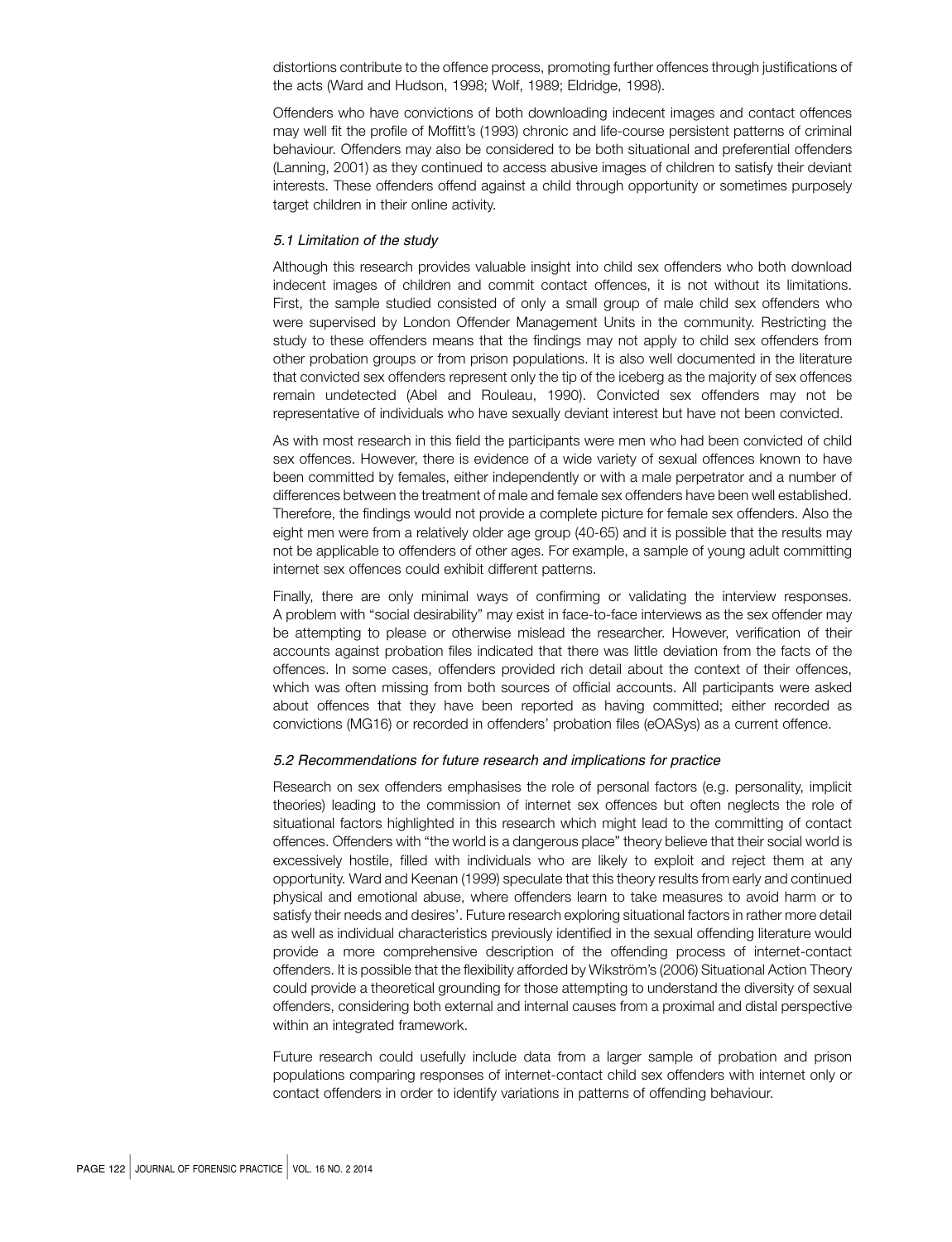distortions contribute to the offence process, promoting further offences through justifications of the acts (Ward and Hudson, 1998; Wolf, 1989; Eldridge, 1998).

Offenders who have convictions of both downloading indecent images and contact offences may well fit the profile of Moffitt's (1993) chronic and life-course persistent patterns of criminal behaviour. Offenders may also be considered to be both situational and preferential offenders (Lanning, 2001) as they continued to access abusive images of children to satisfy their deviant interests. These offenders offend against a child through opportunity or sometimes purposely target children in their online activity.

### *5.1 Limitation of the study*

Although this research provides valuable insight into child sex offenders who both download indecent images of children and commit contact offences, it is not without its limitations. First, the sample studied consisted of only a small group of male child sex offenders who were supervised by London Offender Management Units in the community. Restricting the study to these offenders means that the findings may not apply to child sex offenders from other probation groups or from prison populations. It is also well documented in the literature that convicted sex offenders represent only the tip of the iceberg as the majority of sex offences remain undetected (Abel and Rouleau, 1990). Convicted sex offenders may not be representative of individuals who have sexually deviant interest but have not been convicted.

As with most research in this field the participants were men who had been convicted of child sex offences. However, there is evidence of a wide variety of sexual offences known to have been committed by females, either independently or with a male perpetrator and a number of differences between the treatment of male and female sex offenders have been well established. Therefore, the findings would not provide a complete picture for female sex offenders. Also the eight men were from a relatively older age group (40-65) and it is possible that the results may not be applicable to offenders of other ages. For example, a sample of young adult committing internet sex offences could exhibit different patterns.

Finally, there are only minimal ways of confirming or validating the interview responses. A problem with "social desirability" may exist in face-to-face interviews as the sex offender may be attempting to please or otherwise mislead the researcher. However, verification of their accounts against probation files indicated that there was little deviation from the facts of the offences. In some cases, offenders provided rich detail about the context of their offences, which was often missing from both sources of official accounts. All participants were asked about offences that they have been reported as having committed; either recorded as convictions (MG16) or recorded in offenders' probation files (eOASys) as a current offence.

### *5.2 Recommendations for future research and implications for practice*

Research on sex offenders emphasises the role of personal factors (e.g. personality, implicit theories) leading to the commission of internet sex offences but often neglects the role of situational factors highlighted in this research which might lead to the committing of contact offences. Offenders with "the world is a dangerous place" theory believe that their social world is excessively hostile, filled with individuals who are likely to exploit and reject them at any opportunity. Ward and Keenan (1999) speculate that this theory results from early and continued physical and emotional abuse, where offenders learn to take measures to avoid harm or to satisfy their needs and desires'. Future research exploring situational factors in rather more detail as well as individual characteristics previously identified in the sexual offending literature would provide a more comprehensive description of the offending process of internet-contact offenders. It is possible that the flexibility afforded by Wikström's (2006) Situational Action Theory could provide a theoretical grounding for those attempting to understand the diversity of sexual offenders, considering both external and internal causes from a proximal and distal perspective within an integrated framework.

Future research could usefully include data from a larger sample of probation and prison populations comparing responses of internet-contact child sex offenders with internet only or contact offenders in order to identify variations in patterns of offending behaviour.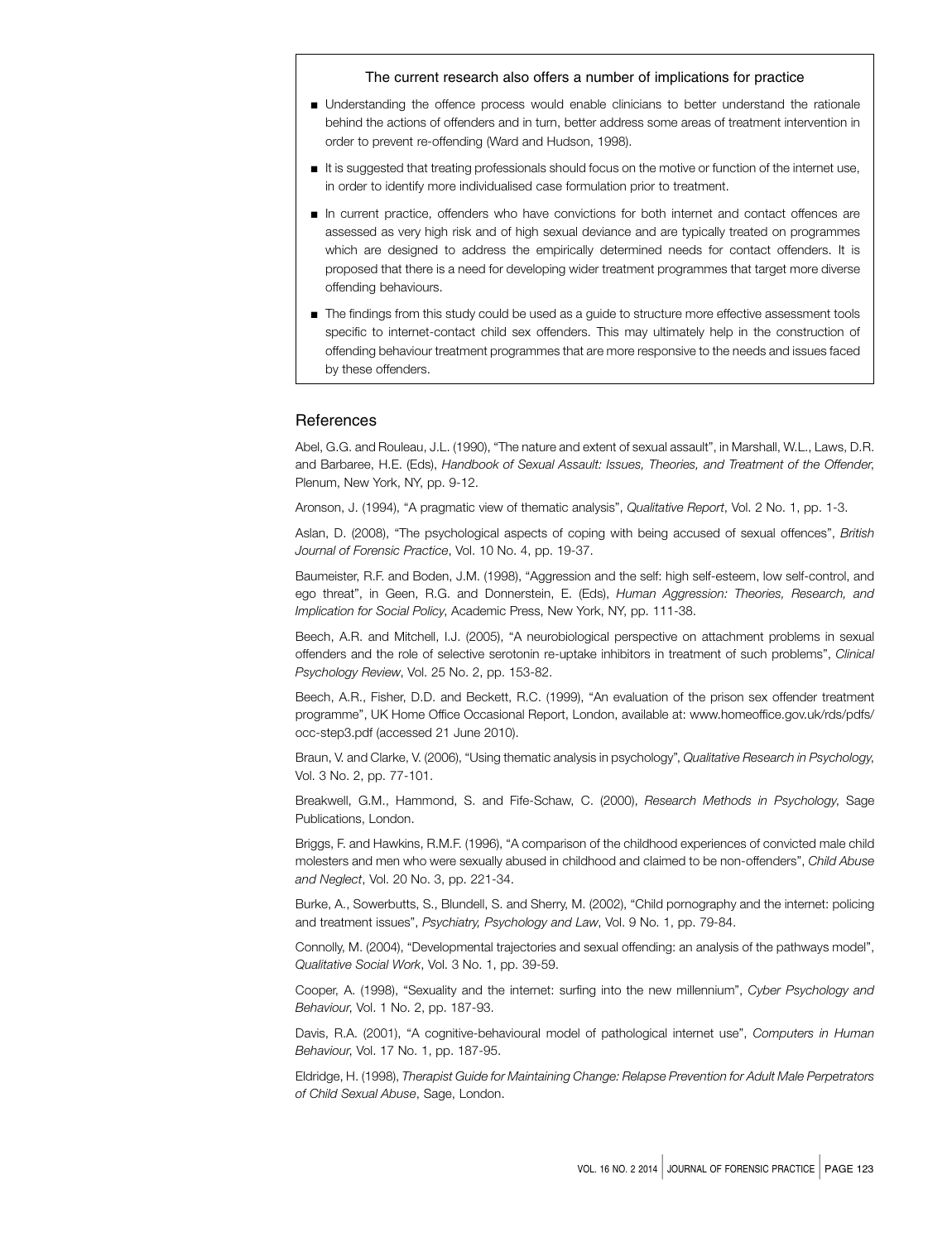**The current research also offers a number of implications for practice**

- Understanding the offence process would enable clinicians to better understand the rationale behind the actions of offenders and in turn, better address some areas of treatment intervention in order to prevent re-offending (Ward and Hudson, 1998).
- It is suggested that treating professionals should focus on the motive or function of the internet use, in order to identify more individualised case formulation prior to treatment.
- In current practice, offenders who have convictions for both internet and contact offences are assessed as very high risk and of high sexual deviance and are typically treated on programmes which are designed to address the empirically determined needs for contact offenders. It is proposed that there is a need for developing wider treatment programmes that target more diverse offending behaviours.
- The findings from this study could be used as a guide to structure more effective assessment tools specific to internet-contact child sex offenders. This may ultimately help in the construction of offending behaviour treatment programmes that are more responsive to the needs and issues faced by these offenders.

## References

Abel, G.G. and Rouleau, J.L. (1990), "The nature and extent of sexual assault", in Marshall, W.L., Laws, D.R. and Barbaree, H.E. (Eds), *Handbook of Sexual Assault: Issues, Theories, and Treatment of the Offender*, Plenum, New York, NY, pp. 9-12.

Aronson, J. (1994), "A pragmatic view of thematic analysis", *Qualitative Report*, Vol. 2 No. 1, pp. 1-3.

Aslan, D. (2008), "The psychological aspects of coping with being accused of sexual offences", *British Journal of Forensic Practice*, Vol. 10 No. 4, pp. 19-37.

Baumeister, R.F. and Boden, J.M. (1998), "Aggression and the self: high self-esteem, low self-control, and ego threat", in Geen, R.G. and Donnerstein, E. (Eds), *Human Aggression: Theories, Research, and Implication for Social Policy*, Academic Press, New York, NY, pp. 111-38.

Beech, A.R. and Mitchell, I.J. (2005), "A neurobiological perspective on attachment problems in sexual offenders and the role of selective serotonin re-uptake inhibitors in treatment of such problems", *Clinical Psychology Review*, Vol. 25 No. 2, pp. 153-82.

Beech, A.R., Fisher, D.D. and Beckett, R.C. (1999), "An evaluation of the prison sex offender treatment programme", UK Home Office Occasional Report, London, available at: www.homeoffice.gov.uk/rds/pdfs/occ-step3.pdf (accessed 21 June 2010).

Braun, V. and Clarke, V. (2006), "Using thematic analysis in psychology", *Qualitative Research in Psychology*, Vol. 3 No. 2, pp. 77-101.

Breakwell, G.M., Hammond, S. and Fife-Schaw, C. (2000), *Research Methods in Psychology*, Sage Publications, London.

Briggs, F. and Hawkins, R.M.F. (1996), "A comparison of the childhood experiences of convicted male child molesters and men who were sexually abused in childhood and claimed to be non-offenders", *Child Abuse and Neglect*, Vol. 20 No. 3, pp. 221-34.

Burke, A., Sowerbutts, S., Blundell, S. and Sherry, M. (2002), "Child pornography and the internet: policing and treatment issues", *Psychiatry, Psychology and Law*, Vol. 9 No. 1, pp. 79-84.

Connolly, M. (2004), "Developmental trajectories and sexual offending: an analysis of the pathways model", *Qualitative Social Work*, Vol. 3 No. 1, pp. 39-59.

Cooper, A. (1998), "Sexuality and the internet: surfing into the new millennium", *Cyber Psychology and Behaviour*, Vol. 1 No. 2, pp. 187-93.

Davis, R.A. (2001), "A cognitive-behavioural model of pathological internet use", *Computers in Human Behaviour*, Vol. 17 No. 1, pp. 187-95.

Eldridge, H. (1998), *Therapist Guide for Maintaining Change: Relapse Prevention for Adult Male Perpetrators of Child Sexual Abuse*, Sage, London.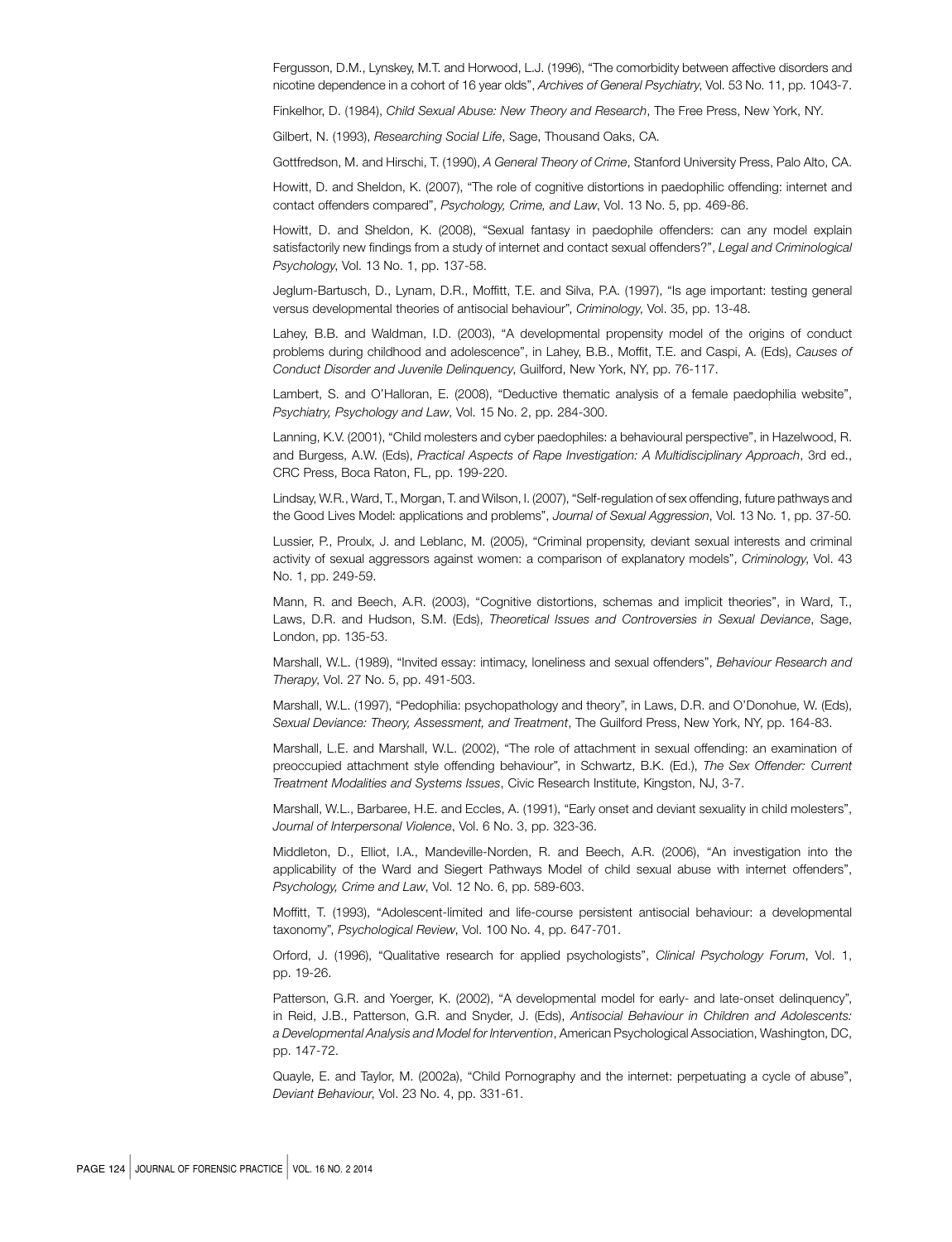Fergusson, D.M., Lynskey, M.T. and Horwood, L.J. (1996), "The comorbidity between affective disorders and nicotine dependence in a cohort of 16 year olds", *Archives of General Psychiatry*, Vol. 53 No. 11, pp. 1043-7.

Finkelhor, D. (1984), *Child Sexual Abuse: New Theory and Research*, The Free Press, New York, NY.

Gilbert, N. (1993), *Researching Social Life*, Sage, Thousand Oaks, CA.

Gottfredson, M. and Hirschi, T. (1990), *A General Theory of Crime*, Stanford University Press, Palo Alto, CA.

Howitt, D. and Sheldon, K. (2007), "The role of cognitive distortions in paedophilic offending: internet and contact offenders compared", *Psychology, Crime, and Law*, Vol. 13 No. 5, pp. 469-86.

Howitt, D. and Sheldon, K. (2008), "Sexual fantasy in paedophile offenders: can any model explain satisfactorily new findings from a study of internet and contact sexual offenders?", *Legal and Criminological Psychology*, Vol. 13 No. 1, pp. 137-58.

Jeglum-Bartusch, D., Lynam, D.R., Moffitt, T.E. and Silva, P.A. (1997), "Is age important: testing general versus developmental theories of antisocial behaviour", *Criminology*, Vol. 35, pp. 13-48.

Lahey, B.B. and Waldman, I.D. (2003), "A developmental propensity model of the origins of conduct problems during childhood and adolescence", in Lahey, B.B., Moffit, T.E. and Caspi, A. (Eds), *Causes of Conduct Disorder and Juvenile Delinquency*, Guilford, New York, NY, pp. 76-117.

Lambert, S. and O'Halloran, E. (2008), "Deductive thematic analysis of a female paedophilia website", *Psychiatry, Psychology and Law*, Vol. 15 No. 2, pp. 284-300.

Lanning, K.V. (2001), "Child molesters and cyber paedophiles: a behavioural perspective", in Hazelwood, R. and Burgess, A.W. (Eds), *Practical Aspects of Rape Investigation: A Multidisciplinary Approach*, 3rd ed., CRC Press, Boca Raton, FL, pp. 199-220.

Lindsay, W.R., Ward, T., Morgan, T. and Wilson, I. (2007), "Self-regulation of sex offending, future pathways and the Good Lives Model: applications and problems", *Journal of Sexual Aggression*, Vol. 13 No. 1, pp. 37-50.

Lussier, P., Proulx, J. and Leblanc, M. (2005), "Criminal propensity, deviant sexual interests and criminal activity of sexual aggressors against women: a comparison of explanatory models", *Criminology*, Vol. 43 No. 1, pp. 249-59.

Mann, R. and Beech, A.R. (2003), "Cognitive distortions, schemas and implicit theories", in Ward, T., Laws, D.R. and Hudson, S.M. (Eds), *Theoretical Issues and Controversies in Sexual Deviance*, Sage, London, pp. 135-53.

Marshall, W.L. (1989), "Invited essay: intimacy, loneliness and sexual offenders", *Behaviour Research and Therapy*, Vol. 27 No. 5, pp. 491-503.

Marshall, W.L. (1997), "Pedophilia: psychopathology and theory", in Laws, D.R. and O'Donohue, W. (Eds), *Sexual Deviance: Theory, Assessment, and Treatment*, The Guilford Press, New York, NY, pp. 164-83.

Marshall, L.E. and Marshall, W.L. (2002), "The role of attachment in sexual offending: an examination of preoccupied attachment style offending behaviour", in Schwartz, B.K. (Ed.), *The Sex Offender: Current Treatment Modalities and Systems Issues*, Civic Research Institute, Kingston, NJ, 3-7.

Marshall, W.L., Barbaree, H.E. and Eccles, A. (1991), "Early onset and deviant sexuality in child molesters", *Journal of Interpersonal Violence*, Vol. 6 No. 3, pp. 323-36.

Middleton, D., Elliot, I.A., Mandeville-Norden, R. and Beech, A.R. (2006), "An investigation into the applicability of the Ward and Siegert Pathways Model of child sexual abuse with internet offenders", *Psychology, Crime and Law*, Vol. 12 No. 6, pp. 589-603.

Moffitt, T. (1993), "Adolescent-limited and life-course persistent antisocial behaviour: a developmental taxonomy", *Psychological Review*, Vol. 100 No. 4, pp. 647-701.

Orford, J. (1996), "Qualitative research for applied psychologists", *Clinical Psychology Forum*, Vol. 1, pp. 19-26.

Patterson, G.R. and Yoerger, K. (2002), "A developmental model for early- and late-onset delinquency", in Reid, J.B., Patterson, G.R. and Snyder, J. (Eds), *Antisocial Behaviour in Children and Adolescents: a Developmental Analysis and Model for Intervention*, American Psychological Association, Washington, DC, pp. 147-72.

Quayle, E. and Taylor, M. (2002a), "Child Pornography and the internet: perpetuating a cycle of abuse", *Deviant Behaviour*, Vol. 23 No. 4, pp. 331-61.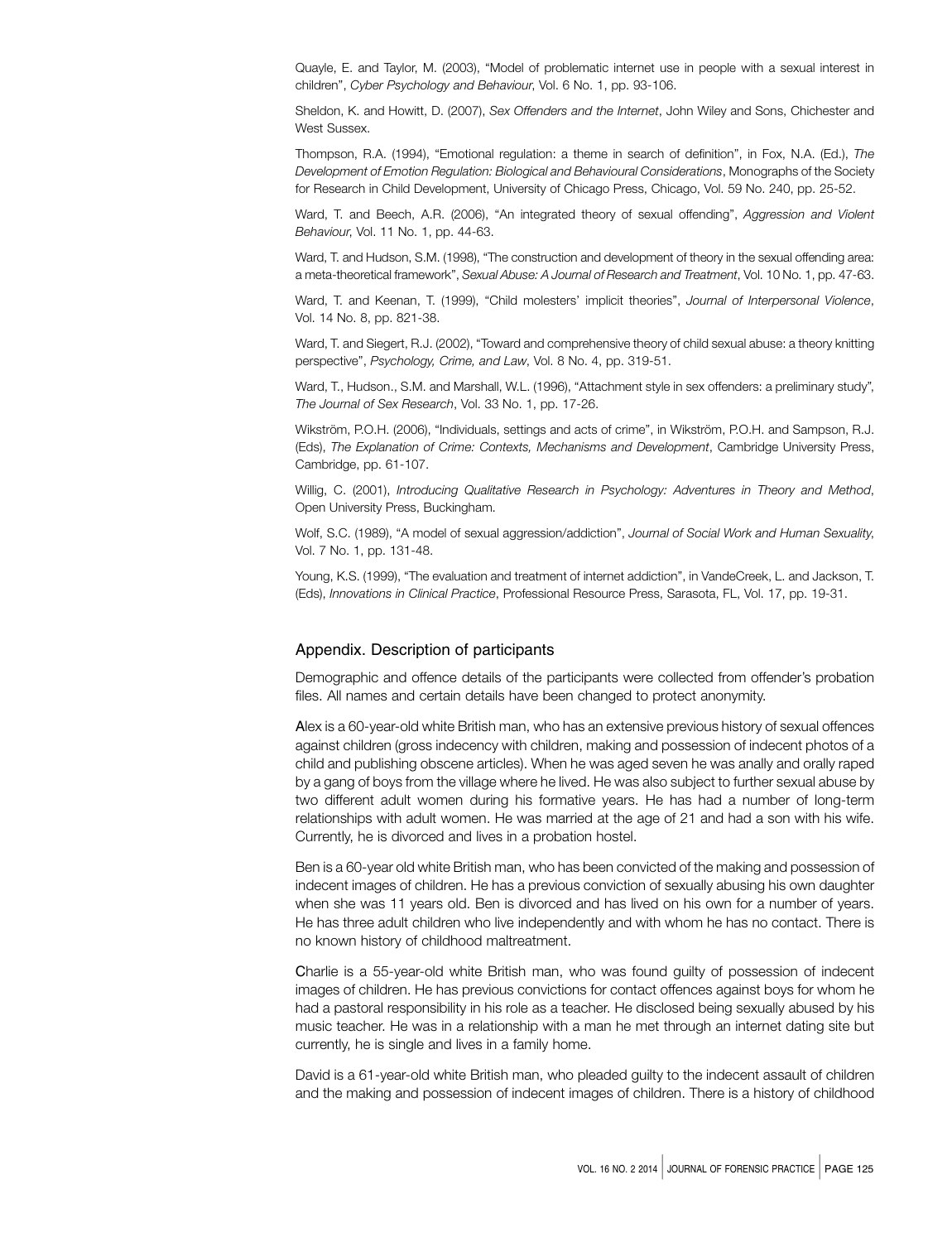Quayle, E. and Taylor, M. (2003), "Model of problematic internet use in people with a sexual interest in children", *Cyber Psychology and Behaviour*, Vol. 6 No. 1, pp. 93-106.

Sheldon, K. and Howitt, D. (2007), *Sex Offenders and the Internet*, John Wiley and Sons, Chichester and West Sussex.

Thompson, R.A. (1994), "Emotional regulation: a theme in search of definition", in Fox, N.A. (Ed.), *The Development of Emotion Regulation: Biological and Behavioural Considerations*, Monographs of the Society for Research in Child Development, University of Chicago Press, Chicago, Vol. 59 No. 240, pp. 25-52.

Ward, T. and Beech, A.R. (2006), "An integrated theory of sexual offending", *Aggression and Violent Behaviour*, Vol. 11 No. 1, pp. 44-63.

Ward, T. and Hudson, S.M. (1998), "The construction and development of theory in the sexual offending area: a meta-theoretical framework", *Sexual Abuse: A Journal of Research and Treatment*, Vol. 10 No. 1, pp. 47-63.

Ward, T. and Keenan, T. (1999), "Child molesters' implicit theories", *Journal of Interpersonal Violence*, Vol. 14 No. 8, pp. 821-38.

Ward, T. and Siegert, R.J. (2002), "Toward and comprehensive theory of child sexual abuse: a theory knitting perspective", *Psychology, Crime, and Law*, Vol. 8 No. 4, pp. 319-51.

Ward, T., Hudson., S.M. and Marshall, W.L. (1996), "Attachment style in sex offenders: a preliminary study", *The Journal of Sex Research*, Vol. 33 No. 1, pp. 17-26.

Wikström, P.O.H. (2006), "Individuals, settings and acts of crime", in Wikström, P.O.H. and Sampson, R.J. (Eds), *The Explanation of Crime: Contexts, Mechanisms and Development*, Cambridge University Press, Cambridge, pp. 61-107.

Willig, C. (2001), *Introducing Qualitative Research in Psychology: Adventures in Theory and Method*, Open University Press, Buckingham.

Wolf, S.C. (1989), "A model of sexual aggression/addiction", *Journal of Social Work and Human Sexuality*, Vol. 7 No. 1, pp. 131-48.

Young, K.S. (1999), "The evaluation and treatment of internet addiction", in VandeCreek, L. and Jackson, T. (Eds), *Innovations in Clinical Practice*, Professional Resource Press, Sarasota, FL, Vol. 17, pp. 19-31.

## Appendix. Description of participants

Demographic and offence details of the participants were collected from offender's probation files. All names and certain details have been changed to protect anonymity.

Alex is a 60-year-old white British man, who has an extensive previous history of sexual offences against children (gross indecency with children, making and possession of indecent photos of a child and publishing obscene articles). When he was aged seven he was anally and orally raped by a gang of boys from the village where he lived. He was also subject to further sexual abuse by two different adult women during his formative years. He has had a number of long-term relationships with adult women. He was married at the age of 21 and had a son with his wife. Currently, he is divorced and lives in a probation hostel.

Ben is a 60-year old white British man, who has been convicted of the making and possession of indecent images of children. He has a previous conviction of sexually abusing his own daughter when she was 11 years old. Ben is divorced and has lived on his own for a number of years. He has three adult children who live independently and with whom he has no contact. There is no known history of childhood maltreatment.

Charlie is a 55-year-old white British man, who was found guilty of possession of indecent images of children. He has previous convictions for contact offences against boys for whom he had a pastoral responsibility in his role as a teacher. He disclosed being sexually abused by his music teacher. He was in a relationship with a man he met through an internet dating site but currently, he is single and lives in a family home.

David is a 61-year-old white British man, who pleaded guilty to the indecent assault of children and the making and possession of indecent images of children. There is a history of childhood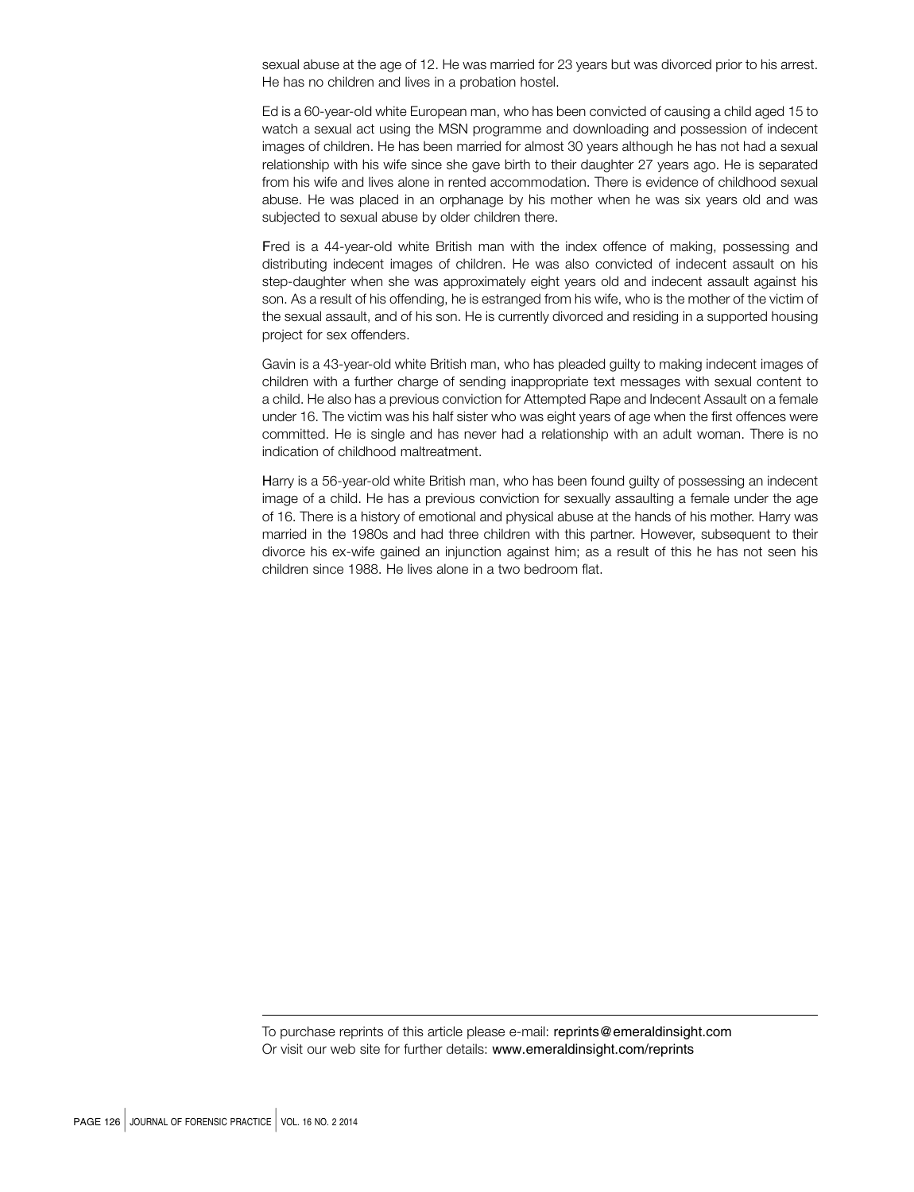sexual abuse at the age of 12. He was married for 23 years but was divorced prior to his arrest. He has no children and lives in a probation hostel.

Ed is a 60-year-old white European man, who has been convicted of causing a child aged 15 to watch a sexual act using the MSN programme and downloading and possession of indecent images of children. He has been married for almost 30 years although he has not had a sexual relationship with his wife since she gave birth to their daughter 27 years ago. He is separated from his wife and lives alone in rented accommodation. There is evidence of childhood sexual abuse. He was placed in an orphanage by his mother when he was six years old and was subjected to sexual abuse by older children there.

Fred is a 44-year-old white British man with the index offence of making, possessing and distributing indecent images of children. He was also convicted of indecent assault on his step-daughter when she was approximately eight years old and indecent assault against his son. As a result of his offending, he is estranged from his wife, who is the mother of the victim of the sexual assault, and of his son. He is currently divorced and residing in a supported housing project for sex offenders.

Gavin is a 43-year-old white British man, who has pleaded guilty to making indecent images of children with a further charge of sending inappropriate text messages with sexual content to a child. He also has a previous conviction for Attempted Rape and Indecent Assault on a female under 16. The victim was his half sister who was eight years of age when the first offences were committed. He is single and has never had a relationship with an adult woman. There is no indication of childhood maltreatment.

Harry is a 56-year-old white British man, who has been found guilty of possessing an indecent image of a child. He has a previous conviction for sexually assaulting a female under the age of 16. There is a history of emotional and physical abuse at the hands of his mother. Harry was married in the 1980s and had three children with this partner. However, subsequent to their divorce his ex-wife gained an injunction against him; as a result of this he has not seen his children since 1988. He lives alone in a two bedroom flat.

To purchase reprints of this article please e-mail: reprints@emeraldinsight.com
Or visit our web site for further details: www.emeraldinsight.com/reprints